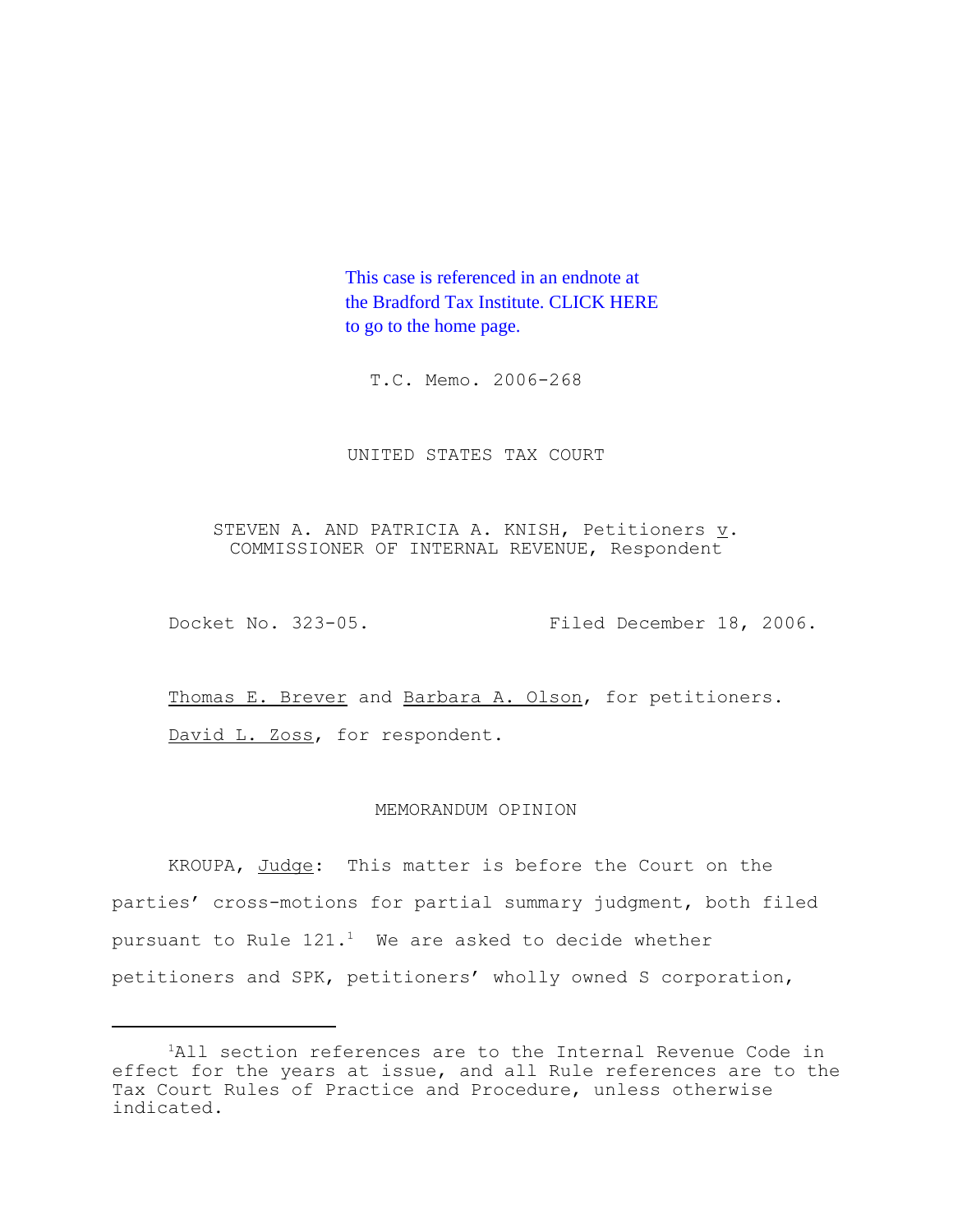This case is referenced in an endnote at the Bradford Tax Institute. CLICK HERE to go to the home page.

T.C. Memo. 2006-268

UNITED STATES TAX COURT

STEVEN A. AND PATRICIA A. KNISH, Petitioners v. COMMISSIONER OF INTERNAL REVENUE, Respondent

Docket No. 323-05. Filed December 18, 2006.

Thomas E. Brever and Barbara A. Olson, for petitioners.

David L. Zoss, for respondent.

MEMORANDUM OPINION

KROUPA, Judge: This matter is before the Court on the parties' cross-motions for partial summary judgment, both filed pursuant to Rule 121.[1] We are asked to decide whether petitioners and SPK, petitioners' wholly owned S corporation,

---

[1] All section references are to the Internal Revenue Code in effect for the years at issue, and all Rule references are to the Tax Court Rules of Practice and Procedure, unless otherwise indicated.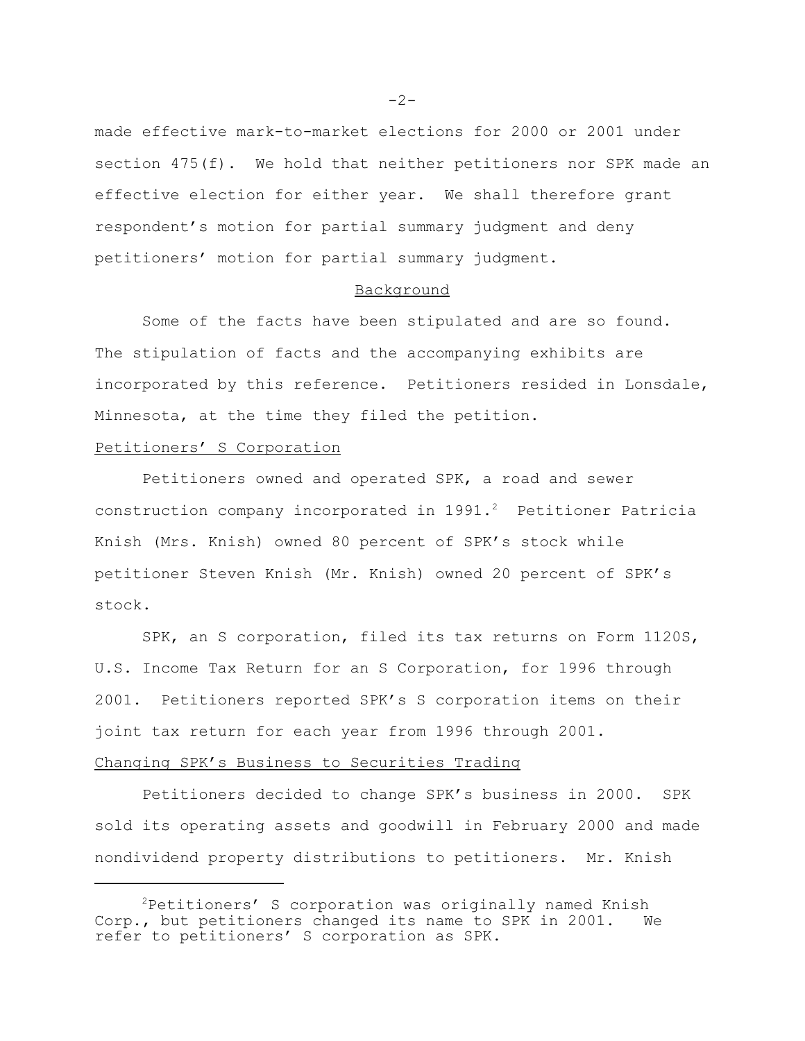made effective mark-to-market elections for 2000 or 2001 under section 475(f). We hold that neither petitioners nor SPK made an effective election for either year. We shall therefore grant respondent's motion for partial summary judgment and deny petitioners' motion for partial summary judgment.

## Background

Some of the facts have been stipulated and are so found. The stipulation of facts and the accompanying exhibits are incorporated by this reference. Petitioners resided in Lonsdale, Minnesota, at the time they filed the petition.

### Petitioners' S Corporation

Petitioners owned and operated SPK, a road and sewer construction company incorporated in 1991.[2] Petitioner Patricia Knish (Mrs. Knish) owned 80 percent of SPK's stock while petitioner Steven Knish (Mr. Knish) owned 20 percent of SPK's stock.

SPK, an S corporation, filed its tax returns on Form 1120S, U.S. Income Tax Return for an S Corporation, for 1996 through 2001. Petitioners reported SPK's S corporation items on their joint tax return for each year from 1996 through 2001.

### Changing SPK's Business to Securities Trading

Petitioners decided to change SPK's business in 2000. SPK sold its operating assets and goodwill in February 2000 and made nondividend property distributions to petitioners. Mr. Knish

[2] Petitioners' S corporation was originally named Knish Corp., but petitioners changed its name to SPK in 2001. We refer to petitioners' S corporation as SPK.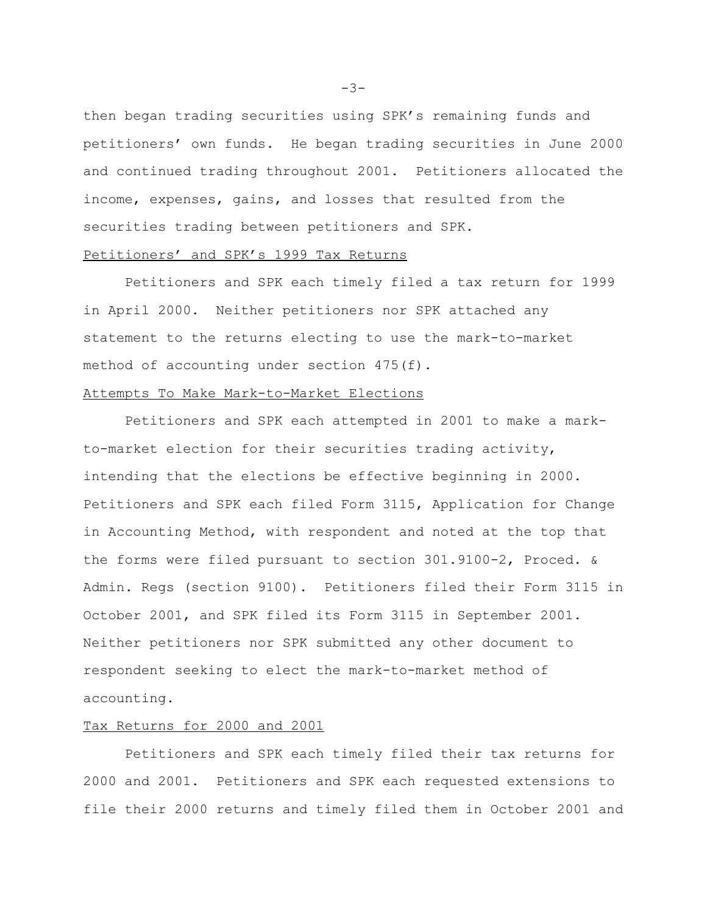then began trading securities using SPK's remaining funds and petitioners' own funds. He began trading securities in June 2000 and continued trading throughout 2001. Petitioners allocated the income, expenses, gains, and losses that resulted from the securities trading between petitioners and SPK.

Petitioners' and SPK's 1999 Tax Returns

Petitioners and SPK each timely filed a tax return for 1999 in April 2000. Neither petitioners nor SPK attached any statement to the returns electing to use the mark-to-market method of accounting under section 475(f).

Attempts To Make Mark-to-Market Elections

Petitioners and SPK each attempted in 2001 to make a mark-to-market election for their securities trading activity, intending that the elections be effective beginning in 2000. Petitioners and SPK each filed Form 3115, Application for Change in Accounting Method, with respondent and noted at the top that the forms were filed pursuant to section 301.9100-2, Proced. & Admin. Regs (section 9100). Petitioners filed their Form 3115 in October 2001, and SPK filed its Form 3115 in September 2001. Neither petitioners nor SPK submitted any other document to respondent seeking to elect the mark-to-market method of accounting.

Tax Returns for 2000 and 2001

Petitioners and SPK each timely filed their tax returns for 2000 and 2001. Petitioners and SPK each requested extensions to file their 2000 returns and timely filed them in October 2001 and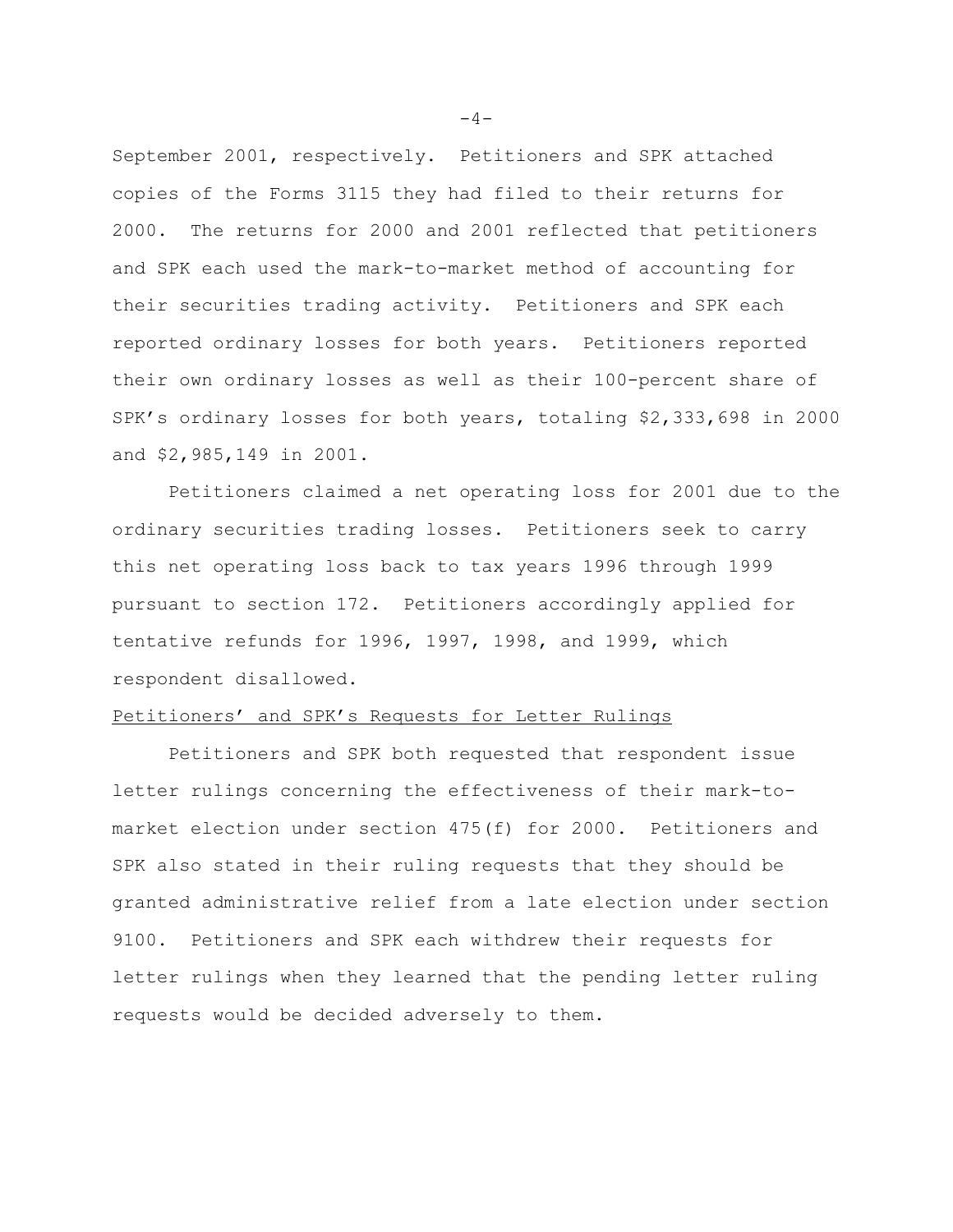September 2001, respectively. Petitioners and SPK attached copies of the Forms 3115 they had filed to their returns for 2000. The returns for 2000 and 2001 reflected that petitioners and SPK each used the mark-to-market method of accounting for their securities trading activity. Petitioners and SPK each reported ordinary losses for both years. Petitioners reported their own ordinary losses as well as their 100-percent share of SPK's ordinary losses for both years, totaling $2,333,698 in 2000 and $2,985,149 in 2001.

Petitioners claimed a net operating loss for 2001 due to the ordinary securities trading losses. Petitioners seek to carry this net operating loss back to tax years 1996 through 1999 pursuant to section 172. Petitioners accordingly applied for tentative refunds for 1996, 1997, 1998, and 1999, which respondent disallowed.

<u>Petitioners' and SPK's Requests for Letter Rulings</u>

Petitioners and SPK both requested that respondent issue letter rulings concerning the effectiveness of their mark-to-market election under section 475(f) for 2000. Petitioners and SPK also stated in their ruling requests that they should be granted administrative relief from a late election under section 9100. Petitioners and SPK each withdrew their requests for letter rulings when they learned that the pending letter ruling requests would be decided adversely to them.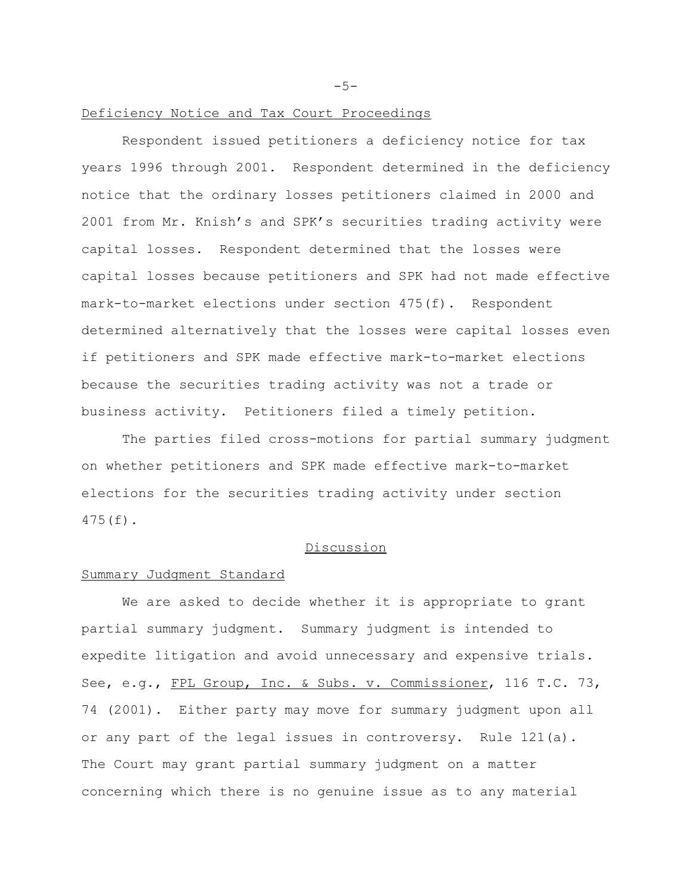Deficiency Notice and Tax Court Proceedings

Respondent issued petitioners a deficiency notice for tax years 1996 through 2001. Respondent determined in the deficiency notice that the ordinary losses petitioners claimed in 2000 and 2001 from Mr. Knish's and SPK's securities trading activity were capital losses. Respondent determined that the losses were capital losses because petitioners and SPK had not made effective mark-to-market elections under section 475(f). Respondent determined alternatively that the losses were capital losses even if petitioners and SPK made effective mark-to-market elections because the securities trading activity was not a trade or business activity. Petitioners filed a timely petition.

The parties filed cross-motions for partial summary judgment on whether petitioners and SPK made effective mark-to-market elections for the securities trading activity under section 475(f).

## Discussion

### Summary Judgment Standard

We are asked to decide whether it is appropriate to grant partial summary judgment. Summary judgment is intended to expedite litigation and avoid unnecessary and expensive trials. See, e.g., FPL Group, Inc. & Subs. v. Commissioner, 116 T.C. 73, 74 (2001). Either party may move for summary judgment upon all or any part of the legal issues in controversy. Rule 121(a). The Court may grant partial summary judgment on a matter concerning which there is no genuine issue as to any material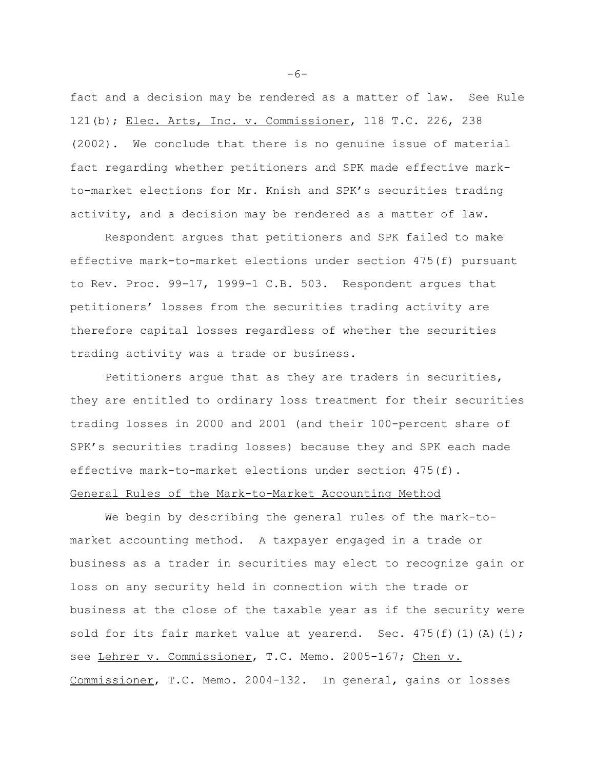fact and a decision may be rendered as a matter of law. See Rule 121(b); Elec. Arts, Inc. v. Commissioner, 118 T.C. 226, 238 (2002). We conclude that there is no genuine issue of material fact regarding whether petitioners and SPK made effective mark-to-market elections for Mr. Knish and SPK's securities trading activity, and a decision may be rendered as a matter of law.

Respondent argues that petitioners and SPK failed to make effective mark-to-market elections under section 475(f) pursuant to Rev. Proc. 99-17, 1999-1 C.B. 503. Respondent argues that petitioners' losses from the securities trading activity are therefore capital losses regardless of whether the securities trading activity was a trade or business.

Petitioners argue that as they are traders in securities, they are entitled to ordinary loss treatment for their securities trading losses in 2000 and 2001 (and their 100-percent share of SPK's securities trading losses) because they and SPK each made effective mark-to-market elections under section 475(f).

General Rules of the Mark-to-Market Accounting Method

We begin by describing the general rules of the mark-to-market accounting method. A taxpayer engaged in a trade or business as a trader in securities may elect to recognize gain or loss on any security held in connection with the trade or business at the close of the taxable year as if the security were sold for its fair market value at yearend. Sec. 475(f)(1)(A)(i); see Lehrer v. Commissioner, T.C. Memo. 2005-167; Chen v. Commissioner, T.C. Memo. 2004-132. In general, gains or losses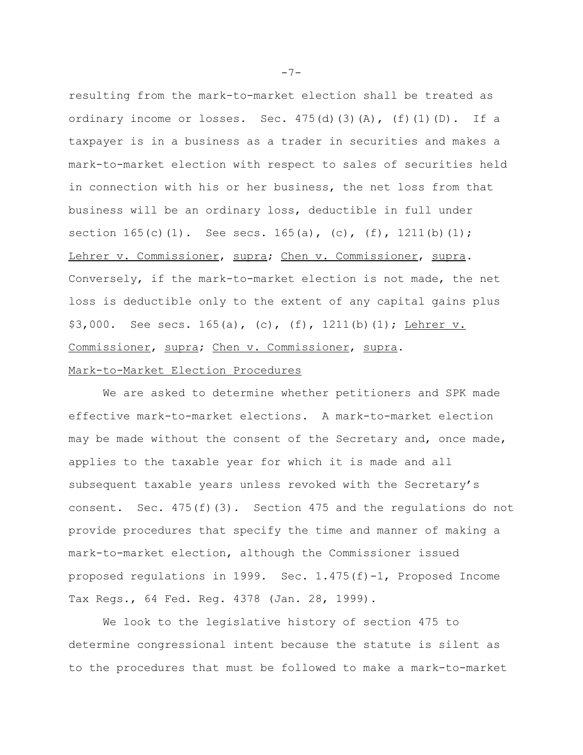resulting from the mark-to-market election shall be treated as ordinary income or losses. Sec. 475(d)(3)(A), (f)(1)(D). If a taxpayer is in a business as a trader in securities and makes a mark-to-market election with respect to sales of securities held in connection with his or her business, the net loss from that business will be an ordinary loss, deductible in full under section 165(c)(1). See secs. 165(a), (c), (f), 1211(b)(1); Lehrer v. Commissioner, supra; Chen v. Commissioner, supra. Conversely, if the mark-to-market election is not made, the net loss is deductible only to the extent of any capital gains plus $3,000. See secs. 165(a), (c), (f), 1211(b)(1); Lehrer v. Commissioner, supra; Chen v. Commissioner, supra.

Mark-to-Market Election Procedures

We are asked to determine whether petitioners and SPK made effective mark-to-market elections. A mark-to-market election may be made without the consent of the Secretary and, once made, applies to the taxable year for which it is made and all subsequent taxable years unless revoked with the Secretary's consent. Sec. 475(f)(3). Section 475 and the regulations do not provide procedures that specify the time and manner of making a mark-to-market election, although the Commissioner issued proposed regulations in 1999. Sec. 1.475(f)-1, Proposed Income Tax Regs., 64 Fed. Reg. 4378 (Jan. 28, 1999).

We look to the legislative history of section 475 to determine congressional intent because the statute is silent as to the procedures that must be followed to make a mark-to-market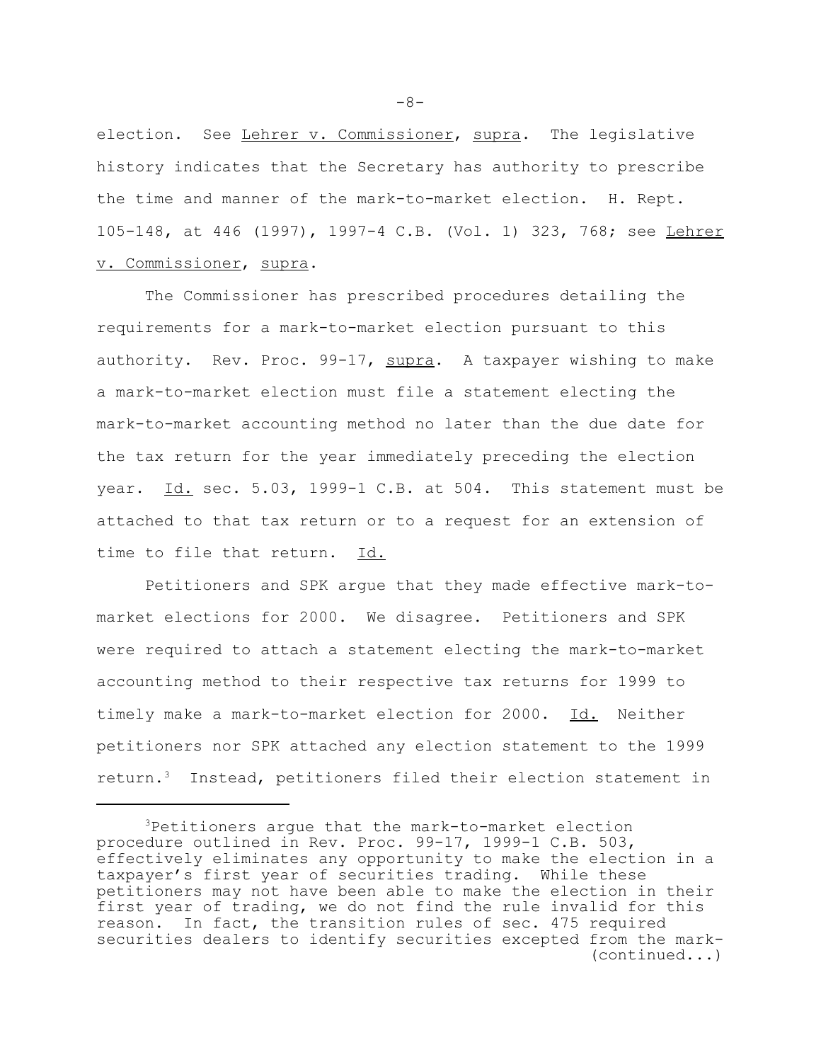election. See Lehrer v. Commissioner, supra. The legislative history indicates that the Secretary has authority to prescribe the time and manner of the mark-to-market election. H. Rept. 105-148, at 446 (1997), 1997-4 C.B. (Vol. 1) 323, 768; see Lehrer v. Commissioner, supra.

The Commissioner has prescribed procedures detailing the requirements for a mark-to-market election pursuant to this authority. Rev. Proc. 99-17, supra. A taxpayer wishing to make a mark-to-market election must file a statement electing the mark-to-market accounting method no later than the due date for the tax return for the year immediately preceding the election year. Id. sec. 5.03, 1999-1 C.B. at 504. This statement must be attached to that tax return or to a request for an extension of time to file that return. Id.

Petitioners and SPK argue that they made effective mark-to-market elections for 2000. We disagree. Petitioners and SPK were required to attach a statement electing the mark-to-market accounting method to their respective tax returns for 1999 to timely make a mark-to-market election for 2000. Id. Neither petitioners nor SPK attached any election statement to the 1999 return.[3] Instead, petitioners filed their election statement in

---

[3]Petitioners argue that the mark-to-market election procedure outlined in Rev. Proc. 99-17, 1999-1 C.B. 503, effectively eliminates any opportunity to make the election in a taxpayer's first year of securities trading. While these petitioners may not have been able to make the election in their first year of trading, we do not find the rule invalid for this reason. In fact, the transition rules of sec. 475 required securities dealers to identify securities excepted from the mark- (continued...)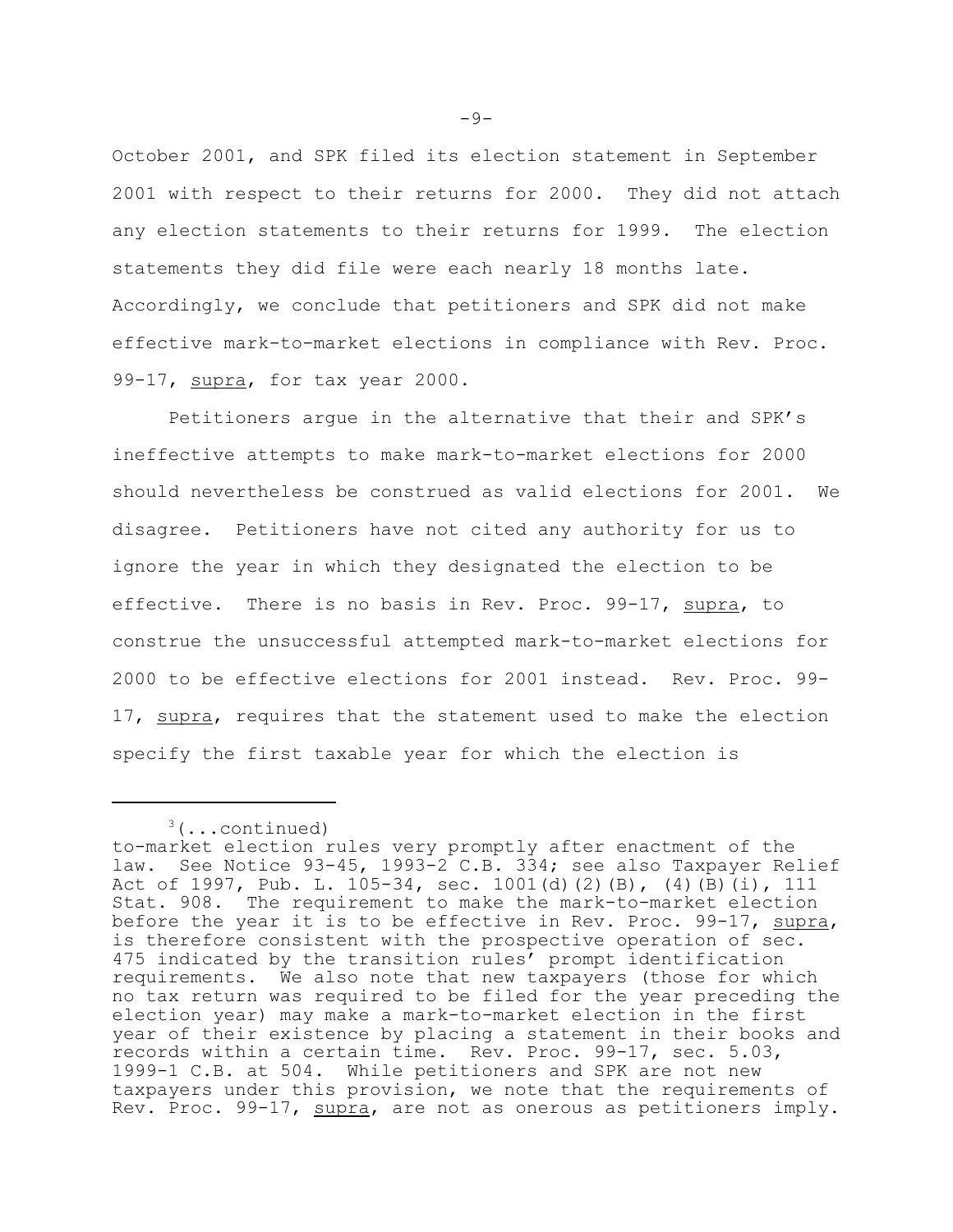October 2001, and SPK filed its election statement in September 2001 with respect to their returns for 2000. They did not attach any election statements to their returns for 1999. The election statements they did file were each nearly 18 months late. Accordingly, we conclude that petitioners and SPK did not make effective mark-to-market elections in compliance with Rev. Proc. 99-17, supra, for tax year 2000.

Petitioners argue in the alternative that their and SPK's ineffective attempts to make mark-to-market elections for 2000 should nevertheless be construed as valid elections for 2001. We disagree. Petitioners have not cited any authority for us to ignore the year in which they designated the election to be effective. There is no basis in Rev. Proc. 99-17, supra, to construe the unsuccessful attempted mark-to-market elections for 2000 to be effective elections for 2001 instead. Rev. Proc. 99-17, supra, requires that the statement used to make the election specify the first taxable year for which the election is

---

[3](...continued) to-market election rules very promptly after enactment of the law. See Notice 93-45, 1993-2 C.B. 334; see also Taxpayer Relief Act of 1997, Pub. L. 105-34, sec. 1001(d)(2)(B), (4)(B)(i), 111 Stat. 908. The requirement to make the mark-to-market election before the year it is to be effective in Rev. Proc. 99-17, supra, is therefore consistent with the prospective operation of sec. 475 indicated by the transition rules' prompt identification requirements. We also note that new taxpayers (those for which no tax return was required to be filed for the year preceding the election year) may make a mark-to-market election in the first year of their existence by placing a statement in their books and records within a certain time. Rev. Proc. 99-17, sec. 5.03, 1999-1 C.B. at 504. While petitioners and SPK are not new taxpayers under this provision, we note that the requirements of Rev. Proc. 99-17, supra, are not as onerous as petitioners imply.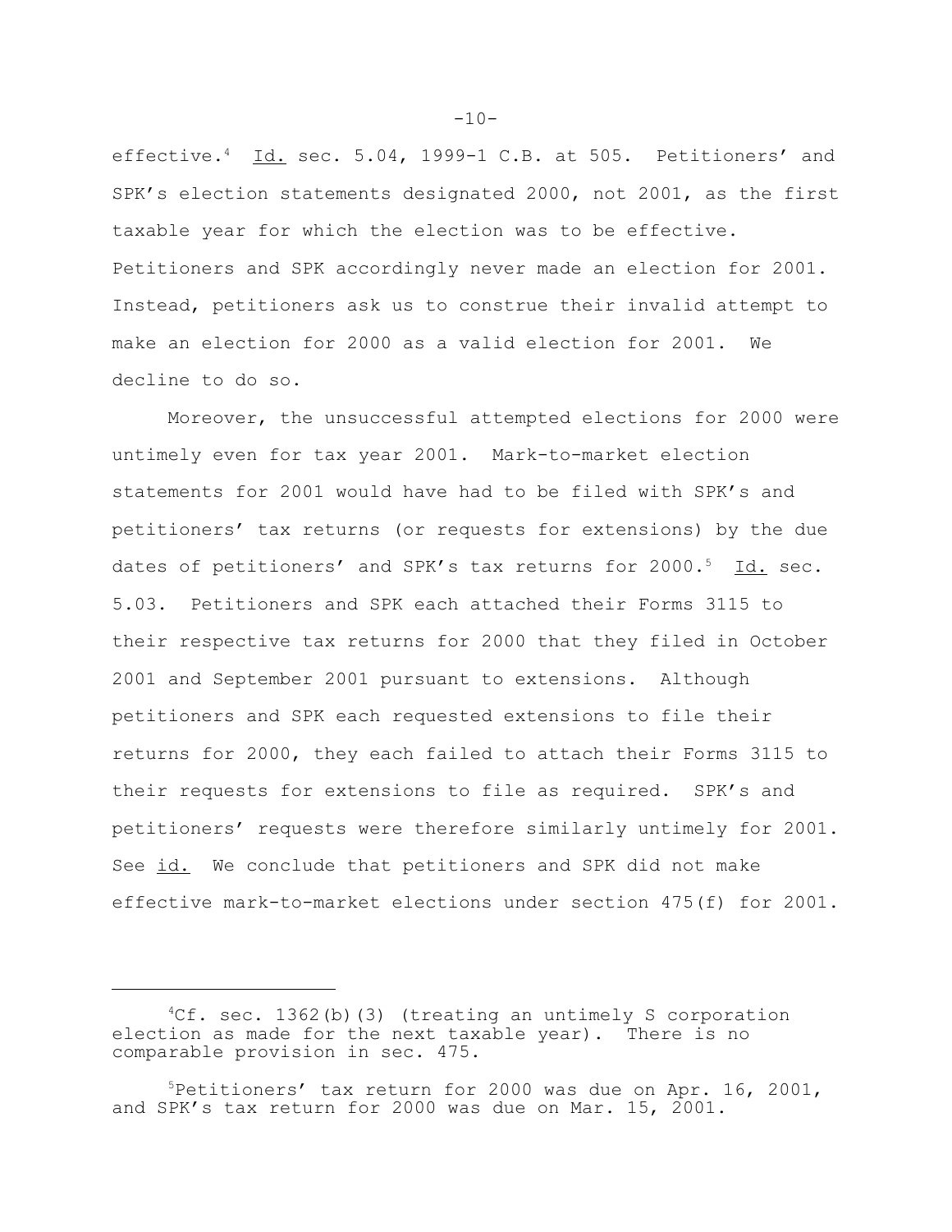effective.[4] Id. sec. 5.04, 1999-1 C.B. at 505. Petitioners' and SPK's election statements designated 2000, not 2001, as the first taxable year for which the election was to be effective. Petitioners and SPK accordingly never made an election for 2001. Instead, petitioners ask us to construe their invalid attempt to make an election for 2000 as a valid election for 2001. We decline to do so.

Moreover, the unsuccessful attempted elections for 2000 were untimely even for tax year 2001. Mark-to-market election statements for 2001 would have had to be filed with SPK's and petitioners' tax returns (or requests for extensions) by the due dates of petitioners' and SPK's tax returns for 2000.[5] Id. sec. 5.03. Petitioners and SPK each attached their Forms 3115 to their respective tax returns for 2000 that they filed in October 2001 and September 2001 pursuant to extensions. Although petitioners and SPK each requested extensions to file their returns for 2000, they each failed to attach their Forms 3115 to their requests for extensions to file as required. SPK's and petitioners' requests were therefore similarly untimely for 2001. See id. We conclude that petitioners and SPK did not make effective mark-to-market elections under section 475(f) for 2001.

---

[4] Cf. sec. 1362(b)(3) (treating an untimely S corporation election as made for the next taxable year). There is no comparable provision in sec. 475.

[5] Petitioners' tax return for 2000 was due on Apr. 16, 2001, and SPK's tax return for 2000 was due on Mar. 15, 2001.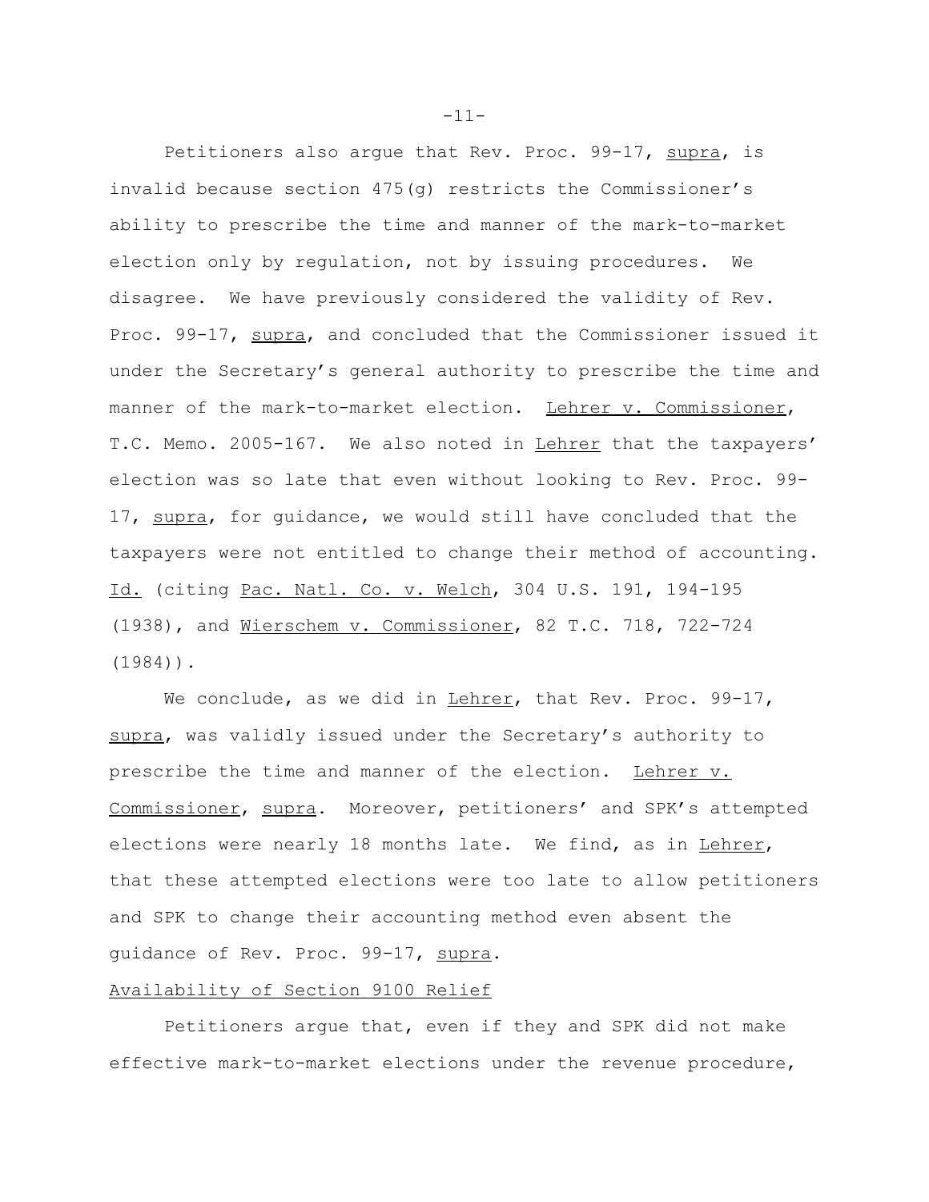Petitioners also argue that Rev. Proc. 99-17, supra, is invalid because section 475(g) restricts the Commissioner's ability to prescribe the time and manner of the mark-to-market election only by regulation, not by issuing procedures. We disagree. We have previously considered the validity of Rev. Proc. 99-17, supra, and concluded that the Commissioner issued it under the Secretary's general authority to prescribe the time and manner of the mark-to-market election. Lehrer v. Commissioner, T.C. Memo. 2005-167. We also noted in Lehrer that the taxpayers' election was so late that even without looking to Rev. Proc. 99-17, supra, for guidance, we would still have concluded that the taxpayers were not entitled to change their method of accounting. Id. (citing Pac. Natl. Co. v. Welch, 304 U.S. 191, 194-195 (1938), and Wierschem v. Commissioner, 82 T.C. 718, 722-724 (1984)).

We conclude, as we did in Lehrer, that Rev. Proc. 99-17, supra, was validly issued under the Secretary's authority to prescribe the time and manner of the election. Lehrer v. Commissioner, supra. Moreover, petitioners' and SPK's attempted elections were nearly 18 months late. We find, as in Lehrer, that these attempted elections were too late to allow petitioners and SPK to change their accounting method even absent the guidance of Rev. Proc. 99-17, supra.

Availability of Section 9100 Relief

Petitioners argue that, even if they and SPK did not make effective mark-to-market elections under the revenue procedure,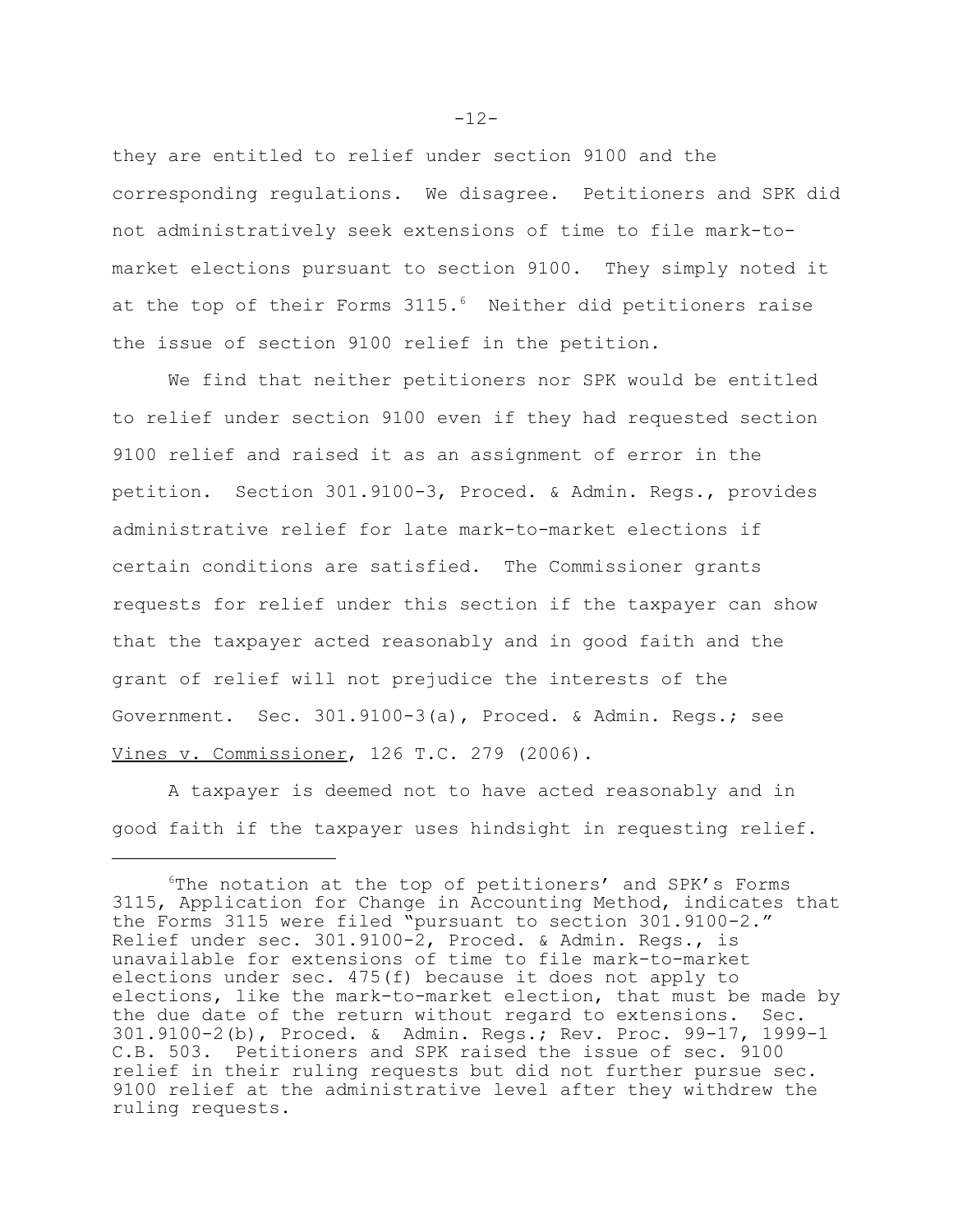they are entitled to relief under section 9100 and the corresponding regulations. We disagree. Petitioners and SPK did not administratively seek extensions of time to file mark-to-market elections pursuant to section 9100. They simply noted it at the top of their Forms 3115.[6] Neither did petitioners raise the issue of section 9100 relief in the petition.

We find that neither petitioners nor SPK would be entitled to relief under section 9100 even if they had requested section 9100 relief and raised it as an assignment of error in the petition. Section 301.9100-3, Proced. & Admin. Regs., provides administrative relief for late mark-to-market elections if certain conditions are satisfied. The Commissioner grants requests for relief under this section if the taxpayer can show that the taxpayer acted reasonably and in good faith and the grant of relief will not prejudice the interests of the Government. Sec. 301.9100-3(a), Proced. & Admin. Regs.; see Vines v. Commissioner, 126 T.C. 279 (2006).

A taxpayer is deemed not to have acted reasonably and in good faith if the taxpayer uses hindsight in requesting relief.

---

[6]The notation at the top of petitioners' and SPK's Forms 3115, Application for Change in Accounting Method, indicates that the Forms 3115 were filed "pursuant to section 301.9100-2." Relief under sec. 301.9100-2, Proced. & Admin. Regs., is unavailable for extensions of time to file mark-to-market elections under sec. 475(f) because it does not apply to elections, like the mark-to-market election, that must be made by the due date of the return without regard to extensions. Sec. 301.9100-2(b), Proced. & Admin. Regs.; Rev. Proc. 99-17, 1999-1 C.B. 503. Petitioners and SPK raised the issue of sec. 9100 relief in their ruling requests but did not further pursue sec. 9100 relief at the administrative level after they withdrew the ruling requests.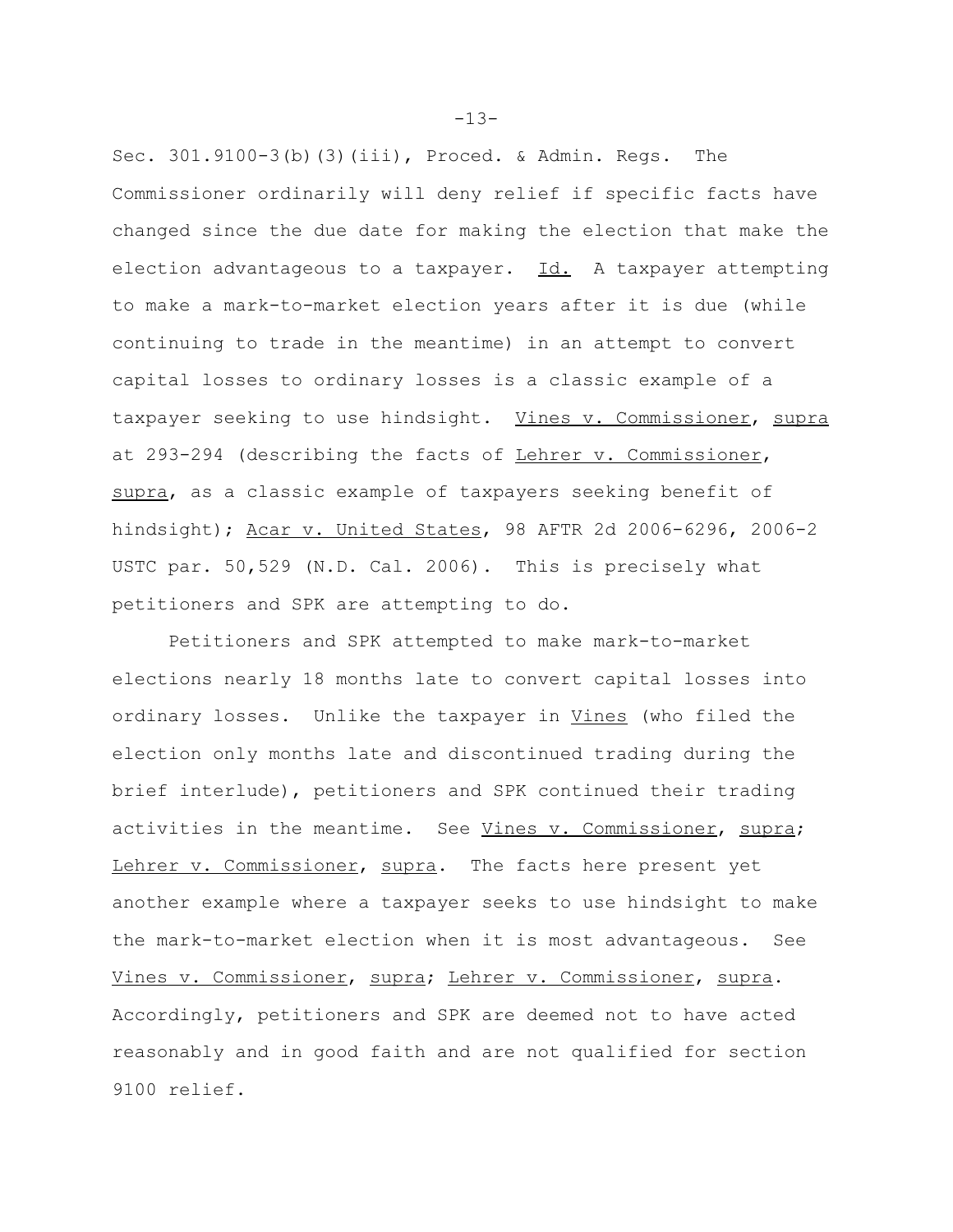Sec. 301.9100-3(b)(3)(iii), Proced. & Admin. Regs. The Commissioner ordinarily will deny relief if specific facts have changed since the due date for making the election that make the election advantageous to a taxpayer. Id. A taxpayer attempting to make a mark-to-market election years after it is due (while continuing to trade in the meantime) in an attempt to convert capital losses to ordinary losses is a classic example of a taxpayer seeking to use hindsight. Vines v. Commissioner, supra at 293-294 (describing the facts of Lehrer v. Commissioner, supra, as a classic example of taxpayers seeking benefit of hindsight); Acar v. United States, 98 AFTR 2d 2006-6296, 2006-2 USTC par. 50,529 (N.D. Cal. 2006). This is precisely what petitioners and SPK are attempting to do.

Petitioners and SPK attempted to make mark-to-market elections nearly 18 months late to convert capital losses into ordinary losses. Unlike the taxpayer in Vines (who filed the election only months late and discontinued trading during the brief interlude), petitioners and SPK continued their trading activities in the meantime. See Vines v. Commissioner, supra; Lehrer v. Commissioner, supra. The facts here present yet another example where a taxpayer seeks to use hindsight to make the mark-to-market election when it is most advantageous. See Vines v. Commissioner, supra; Lehrer v. Commissioner, supra. Accordingly, petitioners and SPK are deemed not to have acted reasonably and in good faith and are not qualified for section 9100 relief.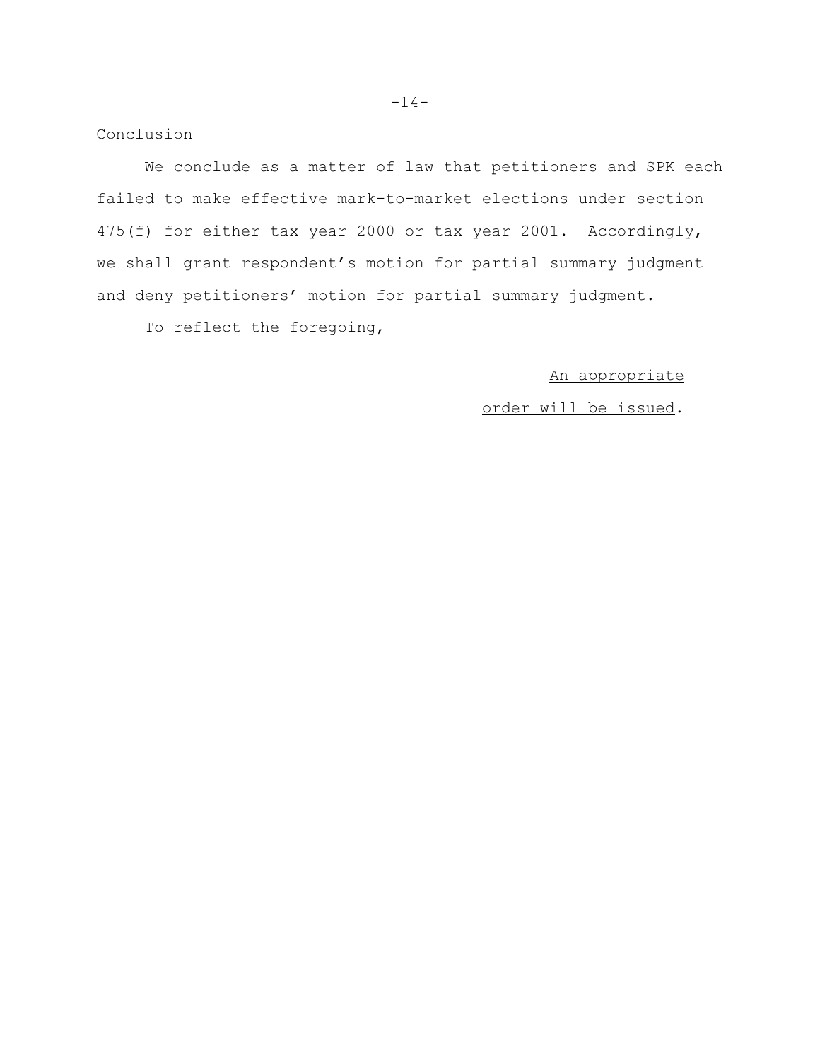Conclusion

We conclude as a matter of law that petitioners and SPK each failed to make effective mark-to-market elections under section 475(f) for either tax year 2000 or tax year 2001. Accordingly, we shall grant respondent's motion for partial summary judgment and deny petitioners' motion for partial summary judgment.

To reflect the foregoing,

An appropriate order will be issued.